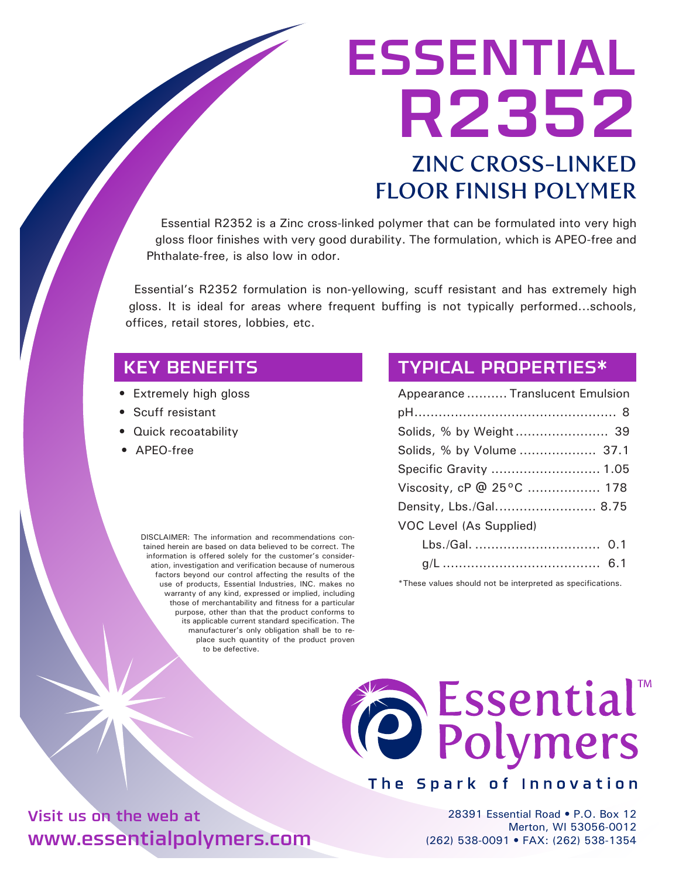# ESSENTIAL R2352

## ZINC CROSS-LINKED FLOOR FINISH POLYMER

Essential R2352 is a Zinc cross-linked polymer that can be formulated into very high gloss floor finishes with very good durability. The formulation, which is APEO-free and Phthalate-free, is also low in odor.

Essential's R2352 formulation is non-yellowing, scuff resistant and has extremely high gloss. It is ideal for areas where frequent buffing is not typically performed...schools, offices, retail stores, lobbies, etc.

## KEY BENEFITS

- Extremely high gloss
- Scuff resistant
- Quick recoatability
- APEO-free

## TYPICAL PROPERTIES*

| Property | Value |
| --- | --- |
| Appearance | Translucent Emulsion |
| pH | 8 |
| Solids, % by Weight | 39 |
| Solids, % by Volume | 37.1 |
| Specific Gravity | 1.05 |
| Viscosity, cP @ 25°C | 178 |
| Density, Lbs./Gal. | 8.75 |
| VOC Level (As Supplied) | |
| Lbs./Gal. | 0.1 |
| g/L | 6.1 |

*These values should not be interpreted as specifications.

DISCLAIMER: The information and recommendations contained herein are based on data believed to be correct. The information is offered solely for the customer's consideration, investigation and verification because of numerous factors beyond our control affecting the results of the use of products, Essential Industries, INC. makes no warranty of any kind, expressed or implied, including those of merchantability and fitness for a particular purpose, other than that the product conforms to its applicable current standard specification. The manufacturer's only obligation shall be to replace such quantity of the product proven to be defective.

Essential™ Polymers

The Spark of Innovation

Visit us on the web at
www.essentialpolymers.com

28391 Essential Road • P.O. Box 12
Merton, WI 53056-0012
(262) 538-0091 • FAX: (262) 538-1354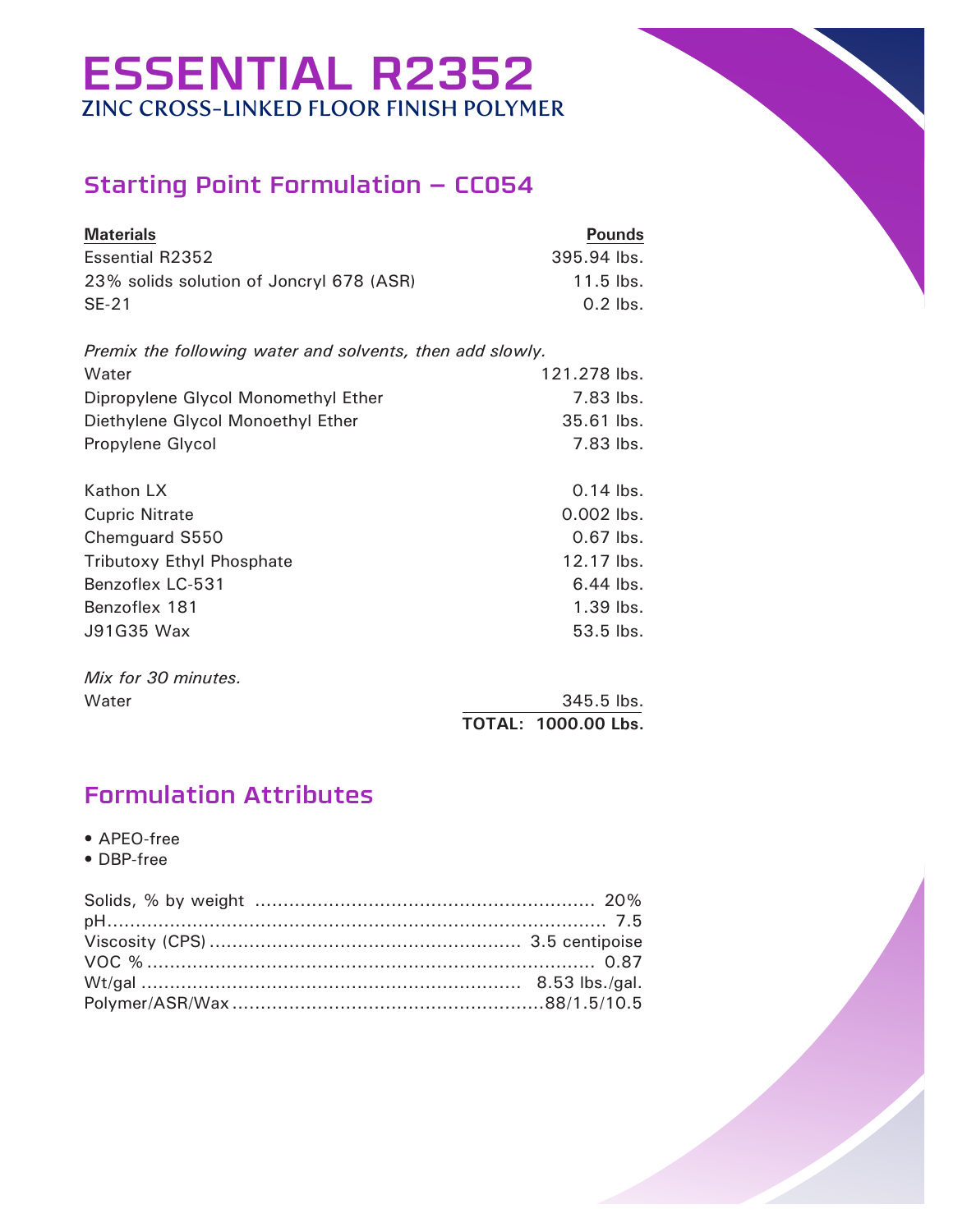# ESSENTIAL R2352

## ZINC CROSS-LINKED FLOOR FINISH POLYMER

## Starting Point Formulation – CC054

| Materials | Pounds |
| --- | ---: |
| Essential R2352 | 395.94 lbs. |
| 23% solids solution of Joncryl 678 (ASR) | 11.5 lbs. |
| SE-21 | 0.2 lbs. |
| *Premix the following water and solvents, then add slowly.* | |
| Water | 121.278 lbs. |
| Dipropylene Glycol Monomethyl Ether | 7.83 lbs. |
| Diethylene Glycol Monoethyl Ether | 35.61 lbs. |
| Propylene Glycol | 7.83 lbs. |
| Kathon LX | 0.14 lbs. |
| Cupric Nitrate | 0.002 lbs. |
| Chemguard S550 | 0.67 lbs. |
| Tributoxy Ethyl Phosphate | 12.17 lbs. |
| Benzoflex LC-531 | 6.44 lbs. |
| Benzoflex 181 | 1.39 lbs. |
| J91G35 Wax | 53.5 lbs. |
| *Mix for 30 minutes.* | |
| Water | 345.5 lbs. |
| | **TOTAL: 1000.00 Lbs.** |

## Formulation Attributes

- APEO-free
- DBP-free

| Attribute | Value |
| --- | --- |
| Solids, % by weight | 20% |
| pH | 7.5 |
| Viscosity (CPS) | 3.5 centipoise |
| VOC % | 0.87 |
| Wt/gal | 8.53 lbs./gal. |
| Polymer/ASR/Wax | 88/1.5/10.5 |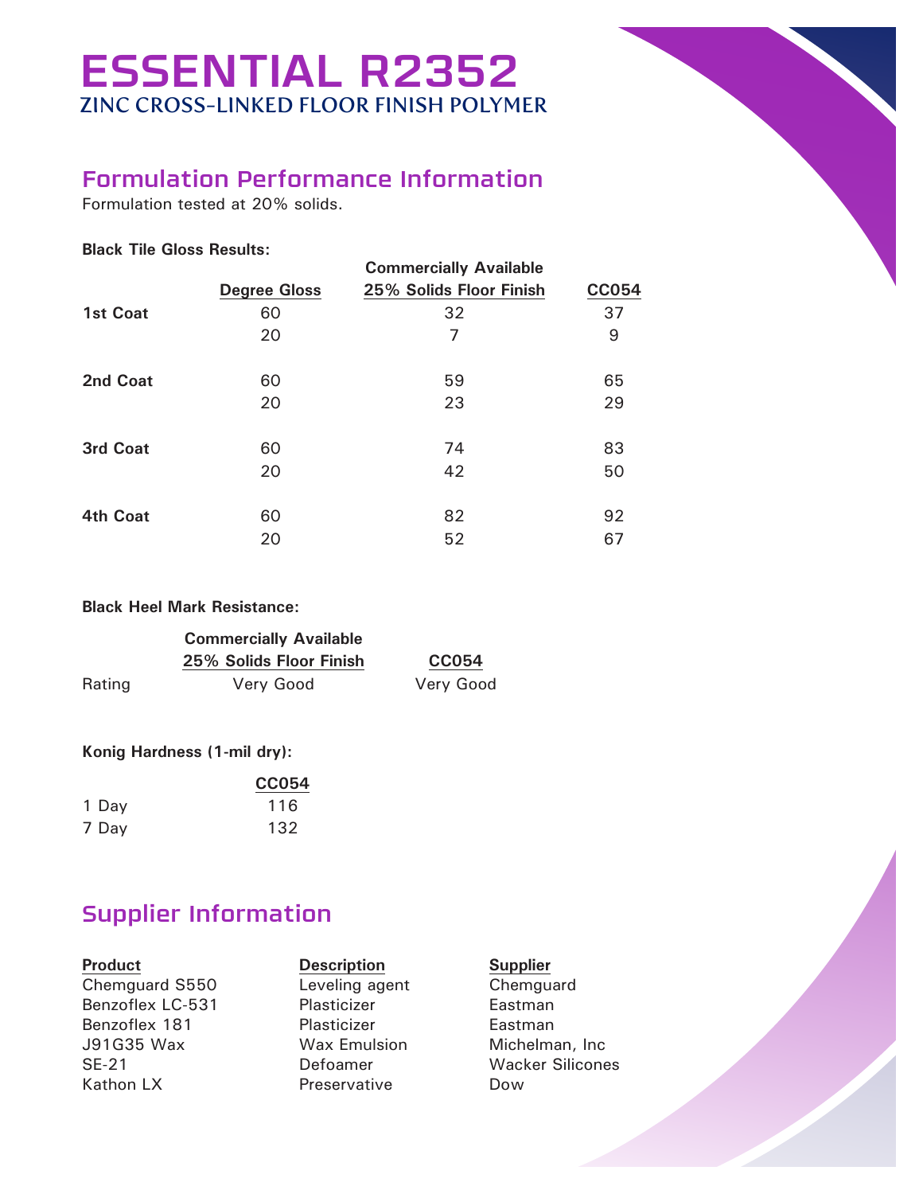# ESSENTIAL R2352

## ZINC CROSS-LINKED FLOOR FINISH POLYMER

## Formulation Performance Information

Formulation tested at 20% solids.

**Black Tile Gloss Results:**

| | Degree Gloss | Commercially Available 25% Solids Floor Finish | CC054 |
|---|---|---|---|
| **1st Coat** | 60 | 32 | 37 |
| | 20 | 7 | 9 |
| **2nd Coat** | 60 | 59 | 65 |
| | 20 | 23 | 29 |
| **3rd Coat** | 60 | 74 | 83 |
| | 20 | 42 | 50 |
| **4th Coat** | 60 | 82 | 92 |
| | 20 | 52 | 67 |

**Black Heel Mark Resistance:**

| | Commercially Available 25% Solids Floor Finish | CC054 |
|---|---|---|
| Rating | Very Good | Very Good |

**Konig Hardness (1-mil dry):**

| | CC054 |
|---|---|
| 1 Day | 116 |
| 7 Day | 132 |

## Supplier Information

| Product | Description | Supplier |
|---|---|---|
| Chemguard S550 | Leveling agent | Chemguard |
| Benzoflex LC-531 | Plasticizer | Eastman |
| Benzoflex 181 | Plasticizer | Eastman |
| J91G35 Wax | Wax Emulsion | Michelman, Inc |
| SE-21 | Defoamer | Wacker Silicones |
| Kathon LX | Preservative | Dow |